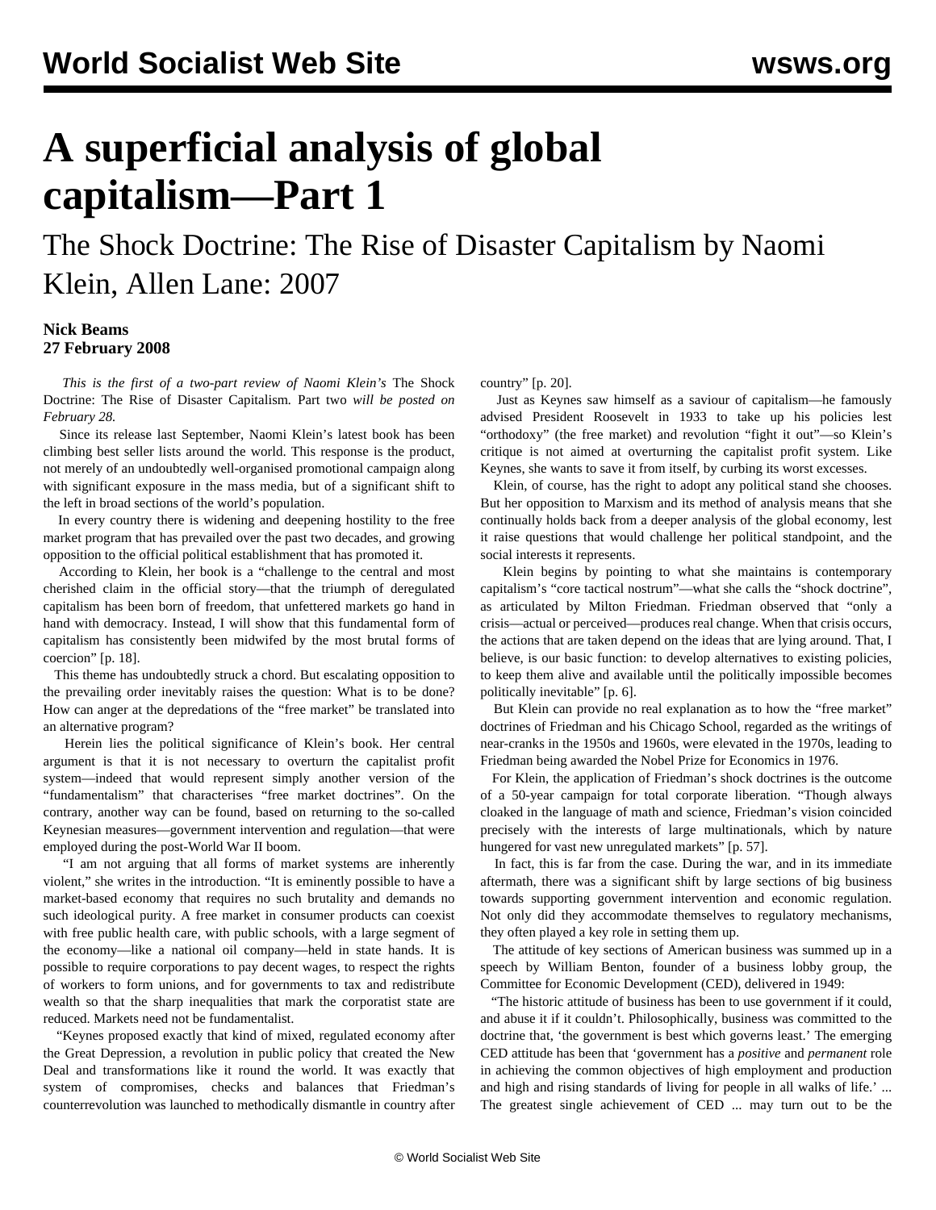# A superficial analysis of global capitalism—Part 1

## The Shock Doctrine: The Rise of Disaster Capitalism by Naomi Klein, Allen Lane: 2007

**Nick Beams**
**27 February 2008**

*This is the first of a two-part review of Naomi Klein's* The Shock Doctrine: The Rise of Disaster Capitalism. *Part two will be posted on February 28.*

Since its release last September, Naomi Klein's latest book has been climbing best seller lists around the world. This response is the product, not merely of an undoubtedly well-organised promotional campaign along with significant exposure in the mass media, but of a significant shift to the left in broad sections of the world's population.

In every country there is widening and deepening hostility to the free market program that has prevailed over the past two decades, and growing opposition to the official political establishment that has promoted it.

According to Klein, her book is a "challenge to the central and most cherished claim in the official story—that the triumph of deregulated capitalism has been born of freedom, that unfettered markets go hand in hand with democracy. Instead, I will show that this fundamental form of capitalism has consistently been midwifed by the most brutal forms of coercion" [p. 18].

This theme has undoubtedly struck a chord. But escalating opposition to the prevailing order inevitably raises the question: What is to be done? How can anger at the depredations of the "free market" be translated into an alternative program?

Herein lies the political significance of Klein's book. Her central argument is that it is not necessary to overturn the capitalist profit system—indeed that would represent simply another version of the "fundamentalism" that characterises "free market doctrines". On the contrary, another way can be found, based on returning to the so-called Keynesian measures—government intervention and regulation—that were employed during the post-World War II boom.

"I am not arguing that all forms of market systems are inherently violent," she writes in the introduction. "It is eminently possible to have a market-based economy that requires no such brutality and demands no such ideological purity. A free market in consumer products can coexist with free public health care, with public schools, with a large segment of the economy—like a national oil company—held in state hands. It is possible to require corporations to pay decent wages, to respect the rights of workers to form unions, and for governments to tax and redistribute wealth so that the sharp inequalities that mark the corporatist state are reduced. Markets need not be fundamentalist.

"Keynes proposed exactly that kind of mixed, regulated economy after the Great Depression, a revolution in public policy that created the New Deal and transformations like it round the world. It was exactly that system of compromises, checks and balances that Friedman's counterrevolution was launched to methodically dismantle in country after country" [p. 20].

Just as Keynes saw himself as a saviour of capitalism—he famously advised President Roosevelt in 1933 to take up his policies lest "orthodoxy" (the free market) and revolution "fight it out"—so Klein's critique is not aimed at overturning the capitalist profit system. Like Keynes, she wants to save it from itself, by curbing its worst excesses.

Klein, of course, has the right to adopt any political stand she chooses. But her opposition to Marxism and its method of analysis means that she continually holds back from a deeper analysis of the global economy, lest it raise questions that would challenge her political standpoint, and the social interests it represents.

Klein begins by pointing to what she maintains is contemporary capitalism's "core tactical nostrum"—what she calls the "shock doctrine", as articulated by Milton Friedman. Friedman observed that "only a crisis—actual or perceived—produces real change. When that crisis occurs, the actions that are taken depend on the ideas that are lying around. That, I believe, is our basic function: to develop alternatives to existing policies, to keep them alive and available until the politically impossible becomes politically inevitable" [p. 6].

But Klein can provide no real explanation as to how the "free market" doctrines of Friedman and his Chicago School, regarded as the writings of near-cranks in the 1950s and 1960s, were elevated in the 1970s, leading to Friedman being awarded the Nobel Prize for Economics in 1976.

For Klein, the application of Friedman's shock doctrines is the outcome of a 50-year campaign for total corporate liberation. "Though always cloaked in the language of math and science, Friedman's vision coincided precisely with the interests of large multinationals, which by nature hungered for vast new unregulated markets" [p. 57].

In fact, this is far from the case. During the war, and in its immediate aftermath, there was a significant shift by large sections of big business towards supporting government intervention and economic regulation. Not only did they accommodate themselves to regulatory mechanisms, they often played a key role in setting them up.

The attitude of key sections of American business was summed up in a speech by William Benton, founder of a business lobby group, the Committee for Economic Development (CED), delivered in 1949:

"The historic attitude of business has been to use government if it could, and abuse it if it couldn't. Philosophically, business was committed to the doctrine that, 'the government is best which governs least.' The emerging CED attitude has been that 'government has a *positive* and *permanent* role in achieving the common objectives of high employment and production and high and rising standards of living for people in all walks of life.' ... The greatest single achievement of CED ... may turn out to be the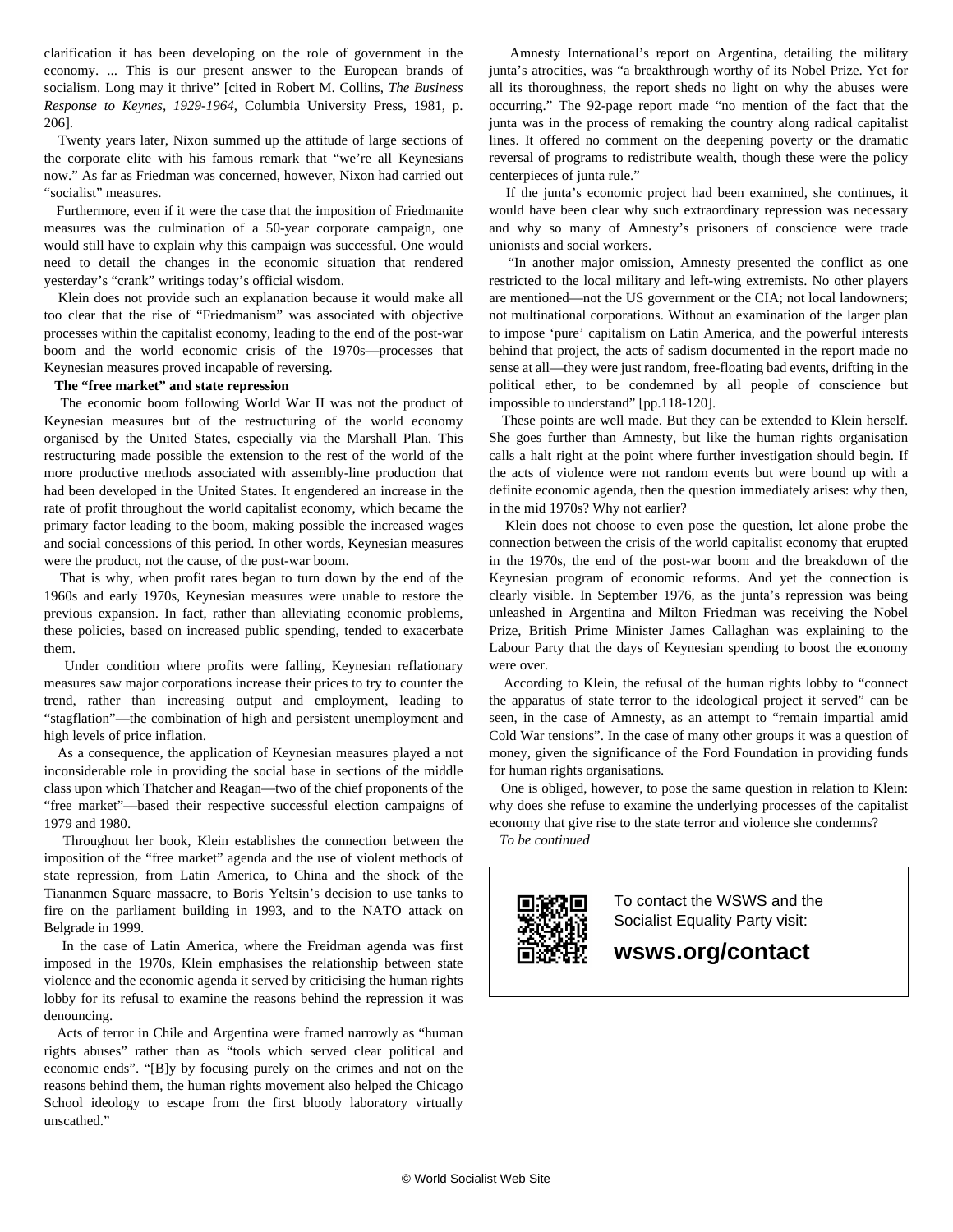clarification it has been developing on the role of government in the economy. ... This is our present answer to the European brands of socialism. Long may it thrive" [cited in Robert M. Collins, *The Business Response to Keynes, 1929-1964*, Columbia University Press, 1981, p. 206].

Twenty years later, Nixon summed up the attitude of large sections of the corporate elite with his famous remark that "we're all Keynesians now." As far as Friedman was concerned, however, Nixon had carried out "socialist" measures.

Furthermore, even if it were the case that the imposition of Friedmanite measures was the culmination of a 50-year corporate campaign, one would still have to explain why this campaign was successful. One would need to detail the changes in the economic situation that rendered yesterday's "crank" writings today's official wisdom.

Klein does not provide such an explanation because it would make all too clear that the rise of "Friedmanism" was associated with objective processes within the capitalist economy, leading to the end of the post-war boom and the world economic crisis of the 1970s—processes that Keynesian measures proved incapable of reversing.

**The "free market" and state repression**

The economic boom following World War II was not the product of Keynesian measures but of the restructuring of the world economy organised by the United States, especially via the Marshall Plan. This restructuring made possible the extension to the rest of the world of the more productive methods associated with assembly-line production that had been developed in the United States. It engendered an increase in the rate of profit throughout the world capitalist economy, which became the primary factor leading to the boom, making possible the increased wages and social concessions of this period. In other words, Keynesian measures were the product, not the cause, of the post-war boom.

That is why, when profit rates began to turn down by the end of the 1960s and early 1970s, Keynesian measures were unable to restore the previous expansion. In fact, rather than alleviating economic problems, these policies, based on increased public spending, tended to exacerbate them.

Under condition where profits were falling, Keynesian reflationary measures saw major corporations increase their prices to try to counter the trend, rather than increasing output and employment, leading to "stagflation"—the combination of high and persistent unemployment and high levels of price inflation.

As a consequence, the application of Keynesian measures played a not inconsiderable role in providing the social base in sections of the middle class upon which Thatcher and Reagan—two of the chief proponents of the "free market"—based their respective successful election campaigns of 1979 and 1980.

Throughout her book, Klein establishes the connection between the imposition of the "free market" agenda and the use of violent methods of state repression, from Latin America, to China and the shock of the Tiananmen Square massacre, to Boris Yeltsin's decision to use tanks to fire on the parliament building in 1993, and to the NATO attack on Belgrade in 1999.

In the case of Latin America, where the Freidman agenda was first imposed in the 1970s, Klein emphasises the relationship between state violence and the economic agenda it served by criticising the human rights lobby for its refusal to examine the reasons behind the repression it was denouncing.

Acts of terror in Chile and Argentina were framed narrowly as "human rights abuses" rather than as "tools which served clear political and economic ends". "[B]y by focusing purely on the crimes and not on the reasons behind them, the human rights movement also helped the Chicago School ideology to escape from the first bloody laboratory virtually unscathed."

Amnesty International's report on Argentina, detailing the military junta's atrocities, was "a breakthrough worthy of its Nobel Prize. Yet for all its thoroughness, the report sheds no light on why the abuses were occurring." The 92-page report made "no mention of the fact that the junta was in the process of remaking the country along radical capitalist lines. It offered no comment on the deepening poverty or the dramatic reversal of programs to redistribute wealth, though these were the policy centerpieces of junta rule."

If the junta's economic project had been examined, she continues, it would have been clear why such extraordinary repression was necessary and why so many of Amnesty's prisoners of conscience were trade unionists and social workers.

"In another major omission, Amnesty presented the conflict as one restricted to the local military and left-wing extremists. No other players are mentioned—not the US government or the CIA; not local landowners; not multinational corporations. Without an examination of the larger plan to impose 'pure' capitalism on Latin America, and the powerful interests behind that project, the acts of sadism documented in the report made no sense at all—they were just random, free-floating bad events, drifting in the political ether, to be condemned by all people of conscience but impossible to understand" [pp.118-120].

These points are well made. But they can be extended to Klein herself. She goes further than Amnesty, but like the human rights organisation calls a halt right at the point where further investigation should begin. If the acts of violence were not random events but were bound up with a definite economic agenda, then the question immediately arises: why then, in the mid 1970s? Why not earlier?

Klein does not choose to even pose the question, let alone probe the connection between the crisis of the world capitalist economy that erupted in the 1970s, the end of the post-war boom and the breakdown of the Keynesian program of economic reforms. And yet the connection is clearly visible. In September 1976, as the junta's repression was being unleashed in Argentina and Milton Friedman was receiving the Nobel Prize, British Prime Minister James Callaghan was explaining to the Labour Party that the days of Keynesian spending to boost the economy were over.

According to Klein, the refusal of the human rights lobby to "connect the apparatus of state terror to the ideological project it served" can be seen, in the case of Amnesty, as an attempt to "remain impartial amid Cold War tensions". In the case of many other groups it was a question of money, given the significance of the Ford Foundation in providing funds for human rights organisations.

One is obliged, however, to pose the same question in relation to Klein: why does she refuse to examine the underlying processes of the capitalist economy that give rise to the state terror and violence she condemns?

*To be continued*

To contact the WSWS and the Socialist Equality Party visit:

**wsws.org/contact**